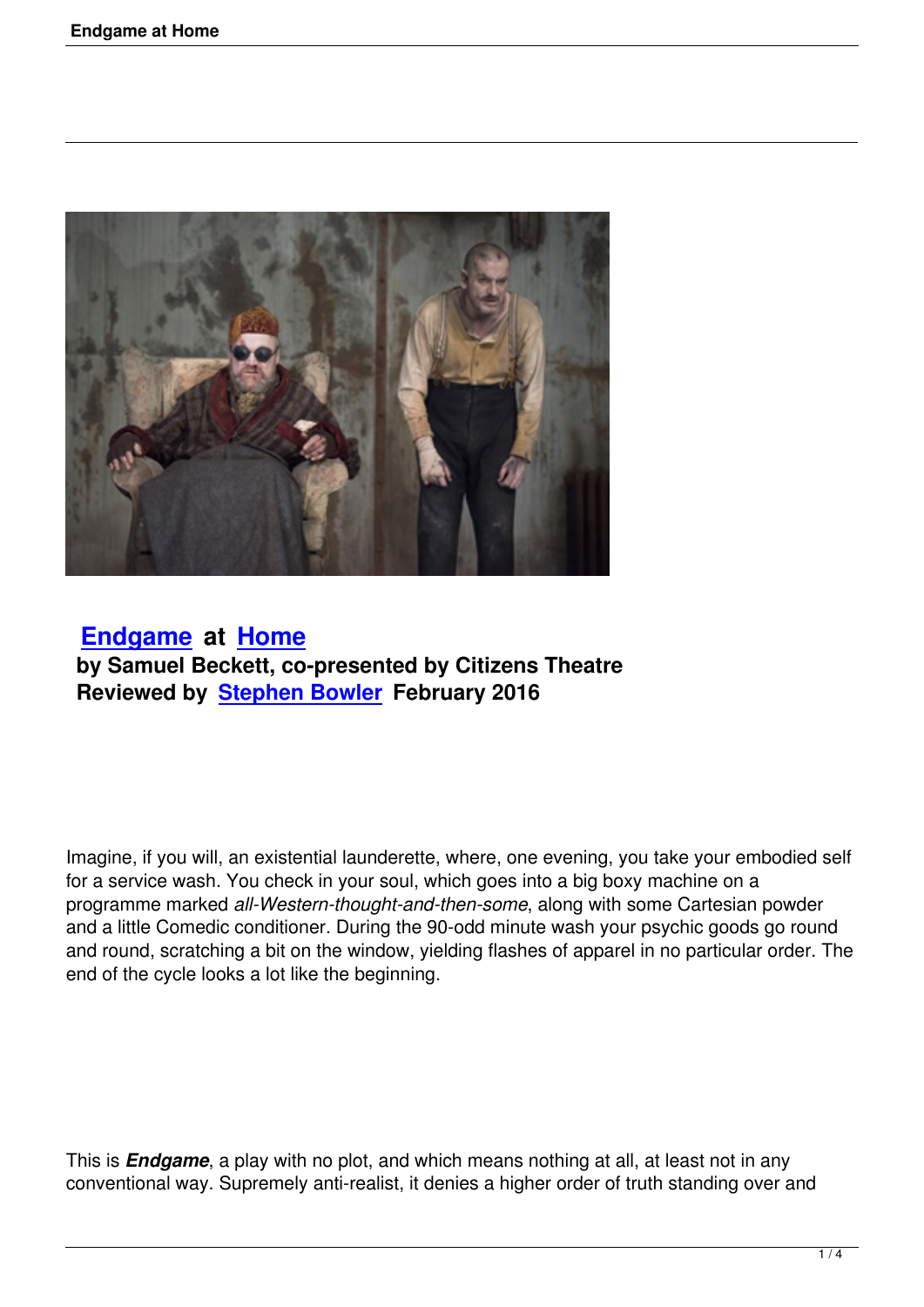## Endgame at Home

**by Samuel Beckett, co-presented by Citizens Theatre**
**Reviewed by Stephen Bowler February 2016**

Imagine, if you will, an existential launderette, where, one evening, you take your embodied self for a service wash. You check in your soul, which goes into a big boxy machine on a programme marked *all-Western-thought-and-then-some*, along with some Cartesian powder and a little Comedic conditioner. During the 90-odd minute wash your psychic goods go round and round, scratching a bit on the window, yielding flashes of apparel in no particular order. The end of the cycle looks a lot like the beginning.

This is ***Endgame***, a play with no plot, and which means nothing at all, at least not in any conventional way. Supremely anti-realist, it denies a higher order of truth standing over and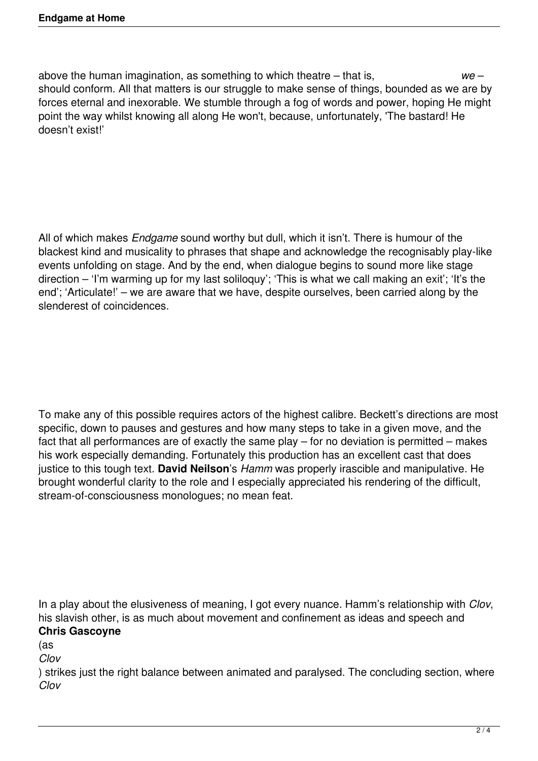above the human imagination, as something to which theatre – that is, *we* – should conform. All that matters is our struggle to make sense of things, bounded as we are by forces eternal and inexorable. We stumble through a fog of words and power, hoping He might point the way whilst knowing all along He won't, because, unfortunately, 'The bastard! He doesn't exist!'

All of which makes *Endgame* sound worthy but dull, which it isn't. There is humour of the blackest kind and musicality to phrases that shape and acknowledge the recognisably play-like events unfolding on stage. And by the end, when dialogue begins to sound more like stage direction – 'I'm warming up for my last soliloquy'; 'This is what we call making an exit'; 'It's the end'; 'Articulate!' – we are aware that we have, despite ourselves, been carried along by the slenderest of coincidences.

To make any of this possible requires actors of the highest calibre. Beckett's directions are most specific, down to pauses and gestures and how many steps to take in a given move, and the fact that all performances are of exactly the same play – for no deviation is permitted – makes his work especially demanding. Fortunately this production has an excellent cast that does justice to this tough text. **David Neilson**'s *Hamm* was properly irascible and manipulative. He brought wonderful clarity to the role and I especially appreciated his rendering of the difficult, stream-of-consciousness monologues; no mean feat.

In a play about the elusiveness of meaning, I got every nuance. Hamm's relationship with *Clov*, his slavish other, is as much about movement and confinement as ideas and speech and **Chris Gascoyne** (as *Clov*) strikes just the right balance between animated and paralysed. The concluding section, where *Clov*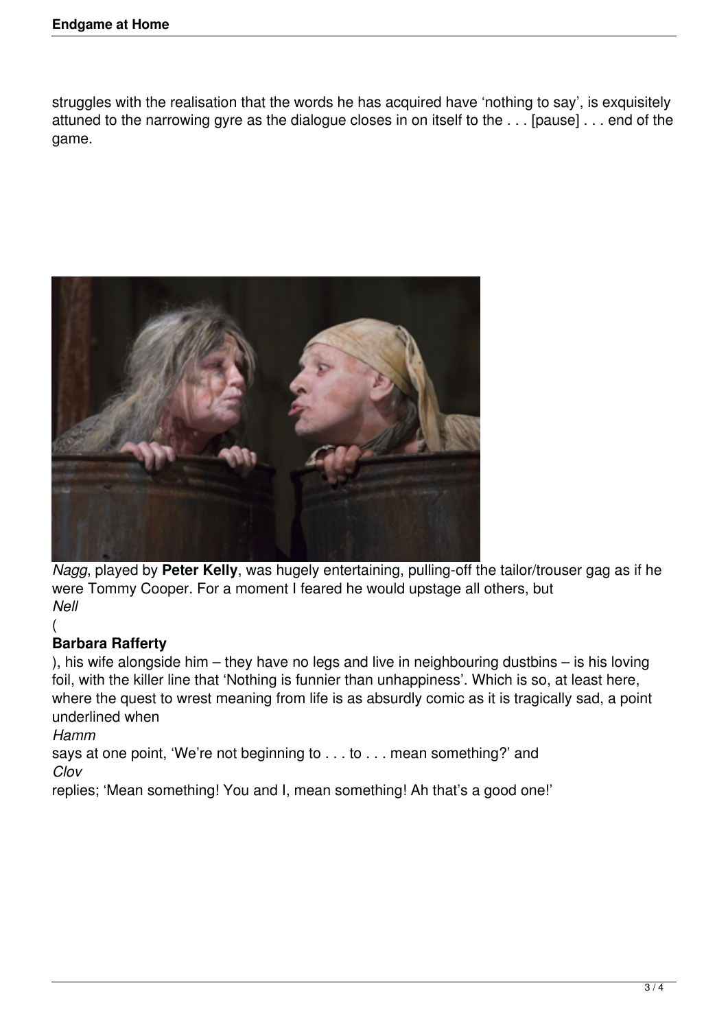struggles with the realisation that the words he has acquired have 'nothing to say', is exquisitely attuned to the narrowing gyre as the dialogue closes in on itself to the . . . [pause] . . . end of the game.

*Nagg*, played by **Peter Kelly**, was hugely entertaining, pulling-off the tailor/trouser gag as if he were Tommy Cooper. For a moment I feared he would upstage all others, but *Nell* (**Barbara Rafferty**), his wife alongside him – they have no legs and live in neighbouring dustbins – is his loving foil, with the killer line that 'Nothing is funnier than unhappiness'. Which is so, at least here, where the quest to wrest meaning from life is as absurdly comic as it is tragically sad, a point underlined when *Hamm* says at one point, 'We're not beginning to . . . to . . . mean something?' and *Clov* replies; 'Mean something! You and I, mean something! Ah that's a good one!'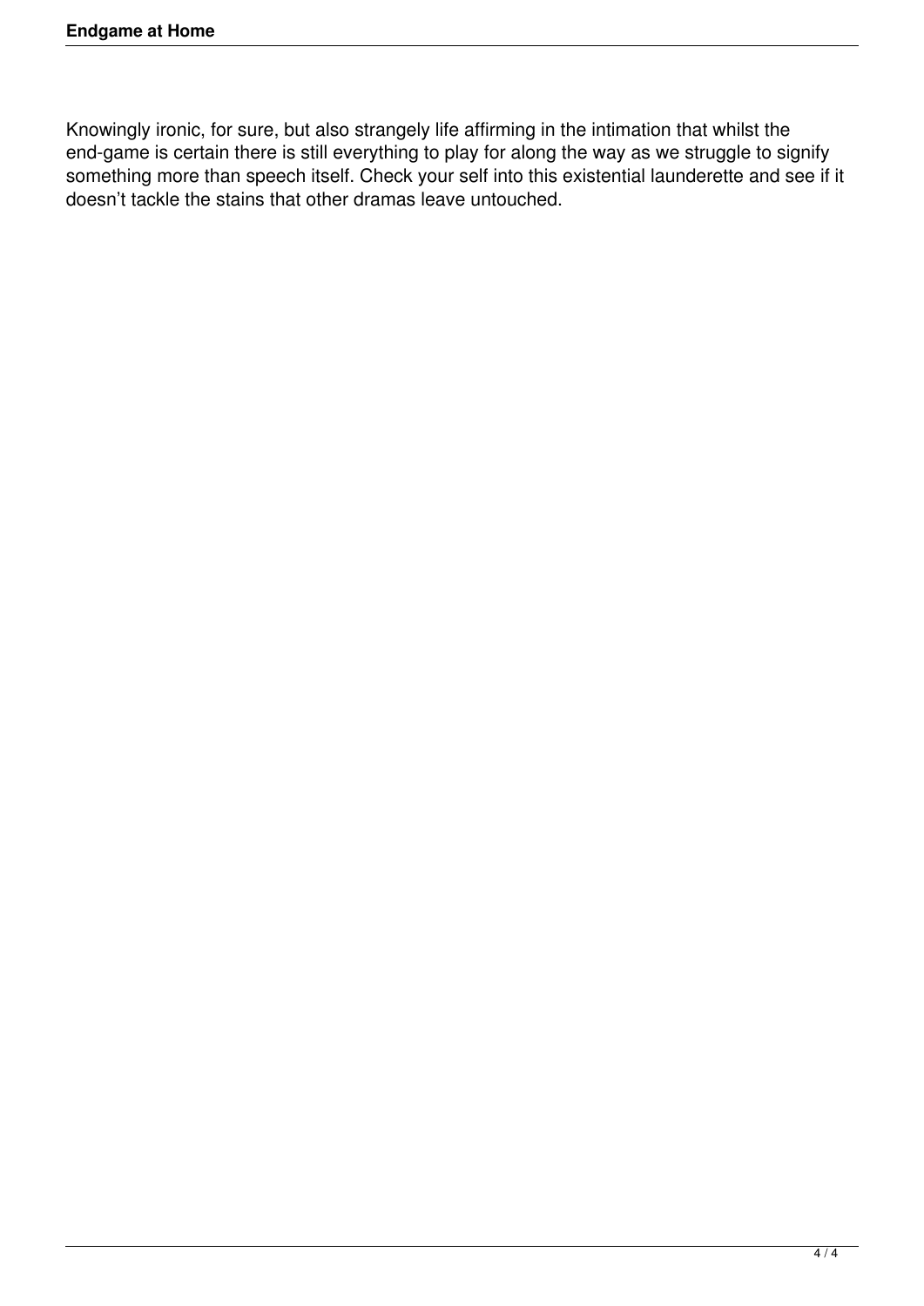Knowingly ironic, for sure, but also strangely life affirming in the intimation that whilst the end-game is certain there is still everything to play for along the way as we struggle to signify something more than speech itself. Check your self into this existential launderette and see if it doesn't tackle the stains that other dramas leave untouched.